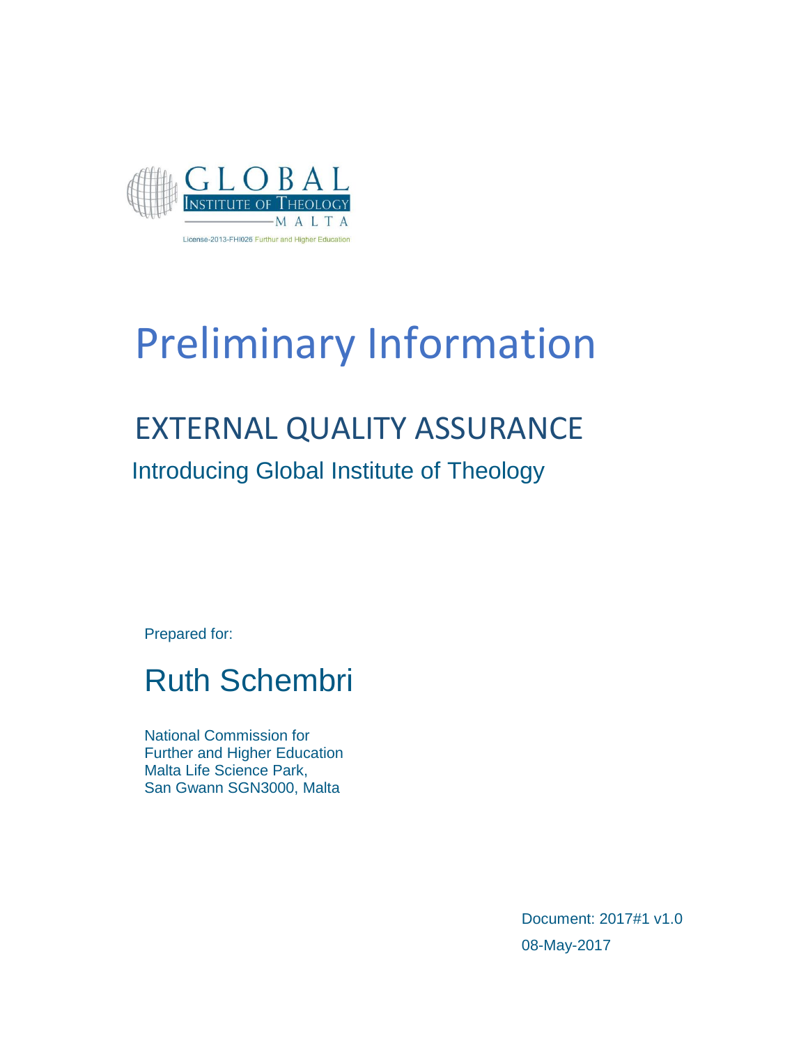GLOBAL
INSTITUTE OF THEOLOGY
MALTA

License-2013-FHI026 Furthur and Higher Education

# Preliminary Information

## EXTERNAL QUALITY ASSURANCE

### Introducing Global Institute of Theology

Prepared for:

## Ruth Schembri

National Commission for
Further and Higher Education
Malta Life Science Park,
San Gwann SGN3000, Malta

Document: 2017#1 v1.0

08-May-2017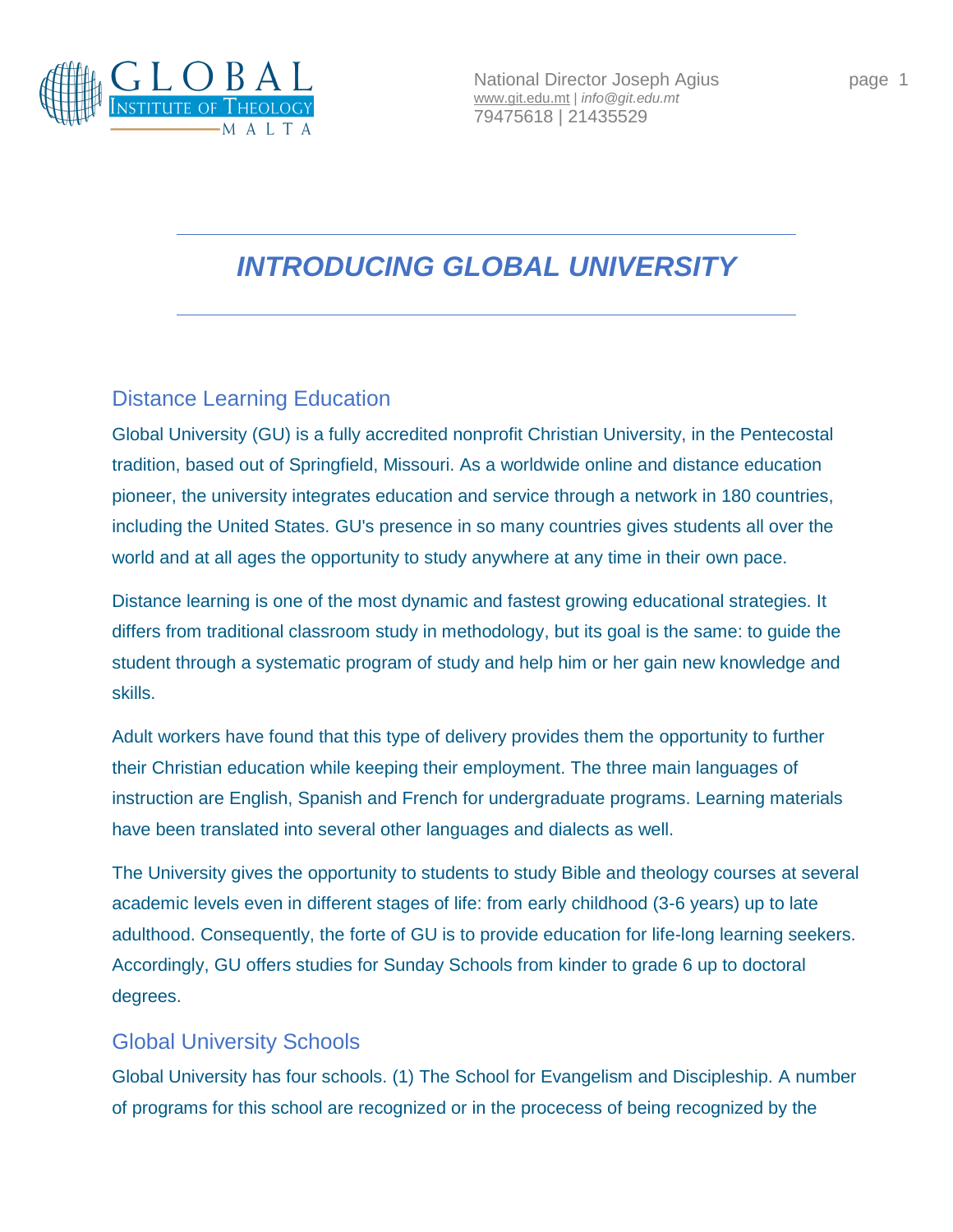# INTRODUCING GLOBAL UNIVERSITY

## Distance Learning Education

Global University (GU) is a fully accredited nonprofit Christian University, in the Pentecostal tradition, based out of Springfield, Missouri. As a worldwide online and distance education pioneer, the university integrates education and service through a network in 180 countries, including the United States. GU's presence in so many countries gives students all over the world and at all ages the opportunity to study anywhere at any time in their own pace.

Distance learning is one of the most dynamic and fastest growing educational strategies. It differs from traditional classroom study in methodology, but its goal is the same: to guide the student through a systematic program of study and help him or her gain new knowledge and skills.

Adult workers have found that this type of delivery provides them the opportunity to further their Christian education while keeping their employment. The three main languages of instruction are English, Spanish and French for undergraduate programs. Learning materials have been translated into several other languages and dialects as well.

The University gives the opportunity to students to study Bible and theology courses at several academic levels even in different stages of life: from early childhood (3-6 years) up to late adulthood. Consequently, the forte of GU is to provide education for life-long learning seekers. Accordingly, GU offers studies for Sunday Schools from kinder to grade 6 up to doctoral degrees.

## Global University Schools

Global University has four schools. (1) The School for Evangelism and Discipleship. A number of programs for this school are recognized or in the procecess of being recognized by the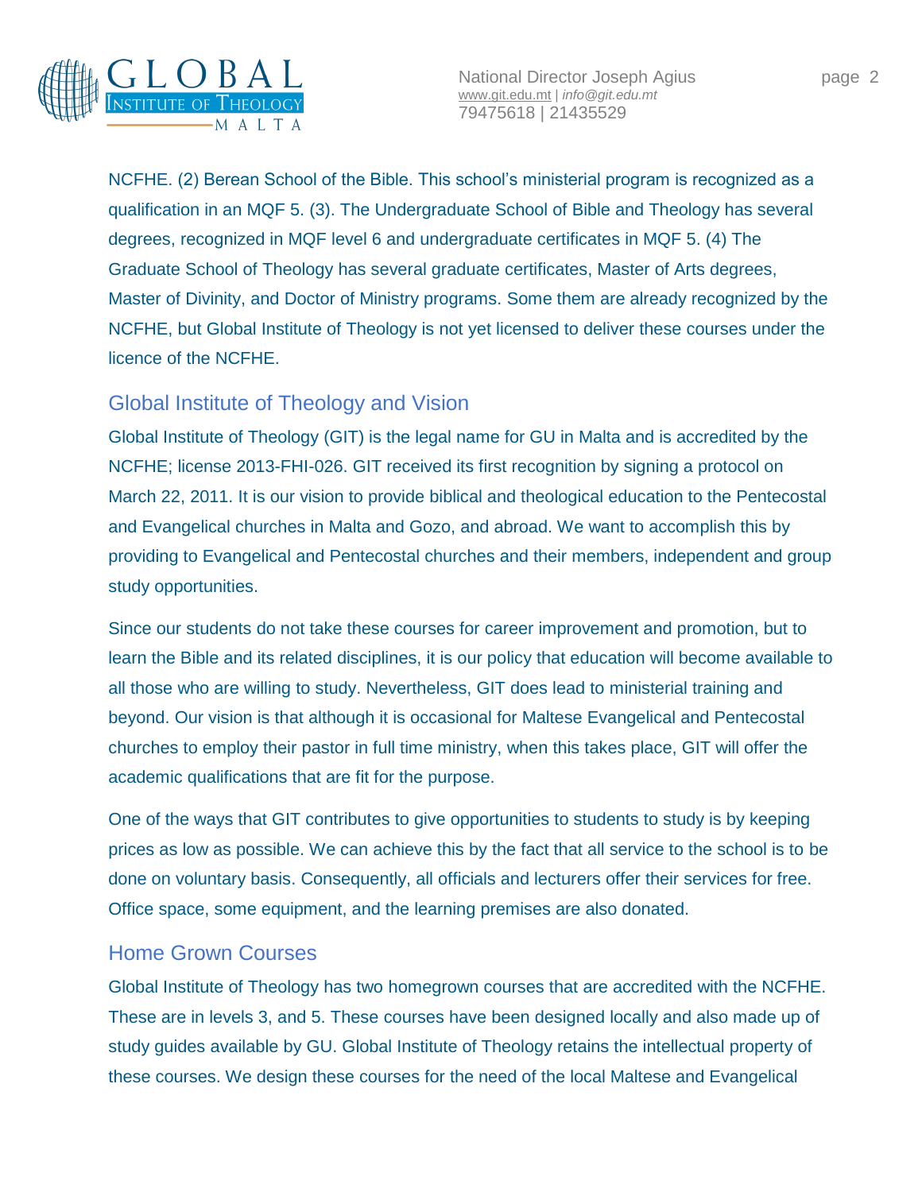NCFHE. (2) Berean School of the Bible. This school's ministerial program is recognized as a qualification in an MQF 5. (3). The Undergraduate School of Bible and Theology has several degrees, recognized in MQF level 6 and undergraduate certificates in MQF 5. (4) The Graduate School of Theology has several graduate certificates, Master of Arts degrees, Master of Divinity, and Doctor of Ministry programs. Some them are already recognized by the NCFHE, but Global Institute of Theology is not yet licensed to deliver these courses under the licence of the NCFHE.

## Global Institute of Theology and Vision

Global Institute of Theology (GIT) is the legal name for GU in Malta and is accredited by the NCFHE; license 2013-FHI-026. GIT received its first recognition by signing a protocol on March 22, 2011. It is our vision to provide biblical and theological education to the Pentecostal and Evangelical churches in Malta and Gozo, and abroad. We want to accomplish this by providing to Evangelical and Pentecostal churches and their members, independent and group study opportunities.

Since our students do not take these courses for career improvement and promotion, but to learn the Bible and its related disciplines, it is our policy that education will become available to all those who are willing to study. Nevertheless, GIT does lead to ministerial training and beyond. Our vision is that although it is occasional for Maltese Evangelical and Pentecostal churches to employ their pastor in full time ministry, when this takes place, GIT will offer the academic qualifications that are fit for the purpose.

One of the ways that GIT contributes to give opportunities to students to study is by keeping prices as low as possible. We can achieve this by the fact that all service to the school is to be done on voluntary basis. Consequently, all officials and lecturers offer their services for free. Office space, some equipment, and the learning premises are also donated.

## Home Grown Courses

Global Institute of Theology has two homegrown courses that are accredited with the NCFHE. These are in levels 3, and 5. These courses have been designed locally and also made up of study guides available by GU. Global Institute of Theology retains the intellectual property of these courses. We design these courses for the need of the local Maltese and Evangelical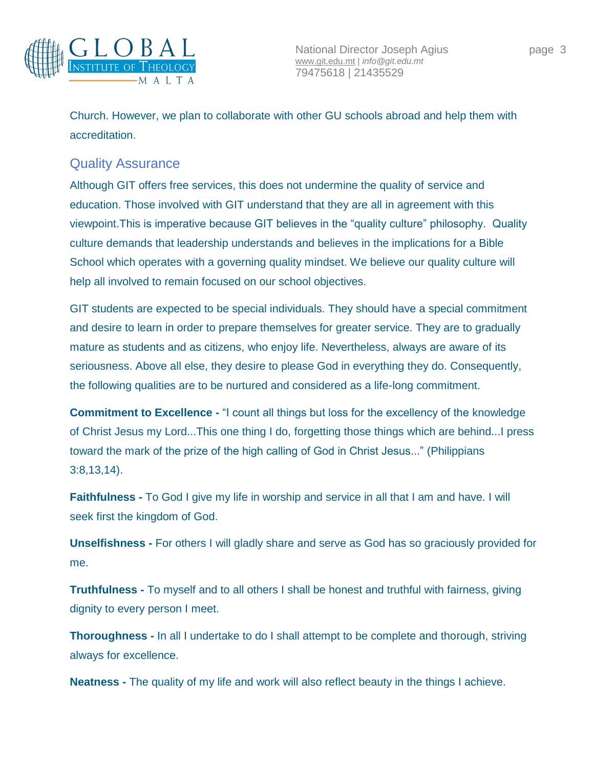Church. However, we plan to collaborate with other GU schools abroad and help them with accreditation.

## Quality Assurance

Although GIT offers free services, this does not undermine the quality of service and education. Those involved with GIT understand that they are all in agreement with this viewpoint.This is imperative because GIT believes in the "quality culture" philosophy. Quality culture demands that leadership understands and believes in the implications for a Bible School which operates with a governing quality mindset. We believe our quality culture will help all involved to remain focused on our school objectives.

GIT students are expected to be special individuals. They should have a special commitment and desire to learn in order to prepare themselves for greater service. They are to gradually mature as students and as citizens, who enjoy life. Nevertheless, always are aware of its seriousness. Above all else, they desire to please God in everything they do. Consequently, the following qualities are to be nurtured and considered as a life-long commitment.

**Commitment to Excellence -** "I count all things but loss for the excellency of the knowledge of Christ Jesus my Lord...This one thing I do, forgetting those things which are behind...I press toward the mark of the prize of the high calling of God in Christ Jesus..." (Philippians 3:8,13,14).

**Faithfulness -** To God I give my life in worship and service in all that I am and have. I will seek first the kingdom of God.

**Unselfishness -** For others I will gladly share and serve as God has so graciously provided for me.

**Truthfulness -** To myself and to all others I shall be honest and truthful with fairness, giving dignity to every person I meet.

**Thoroughness -** In all I undertake to do I shall attempt to be complete and thorough, striving always for excellence.

**Neatness -** The quality of my life and work will also reflect beauty in the things I achieve.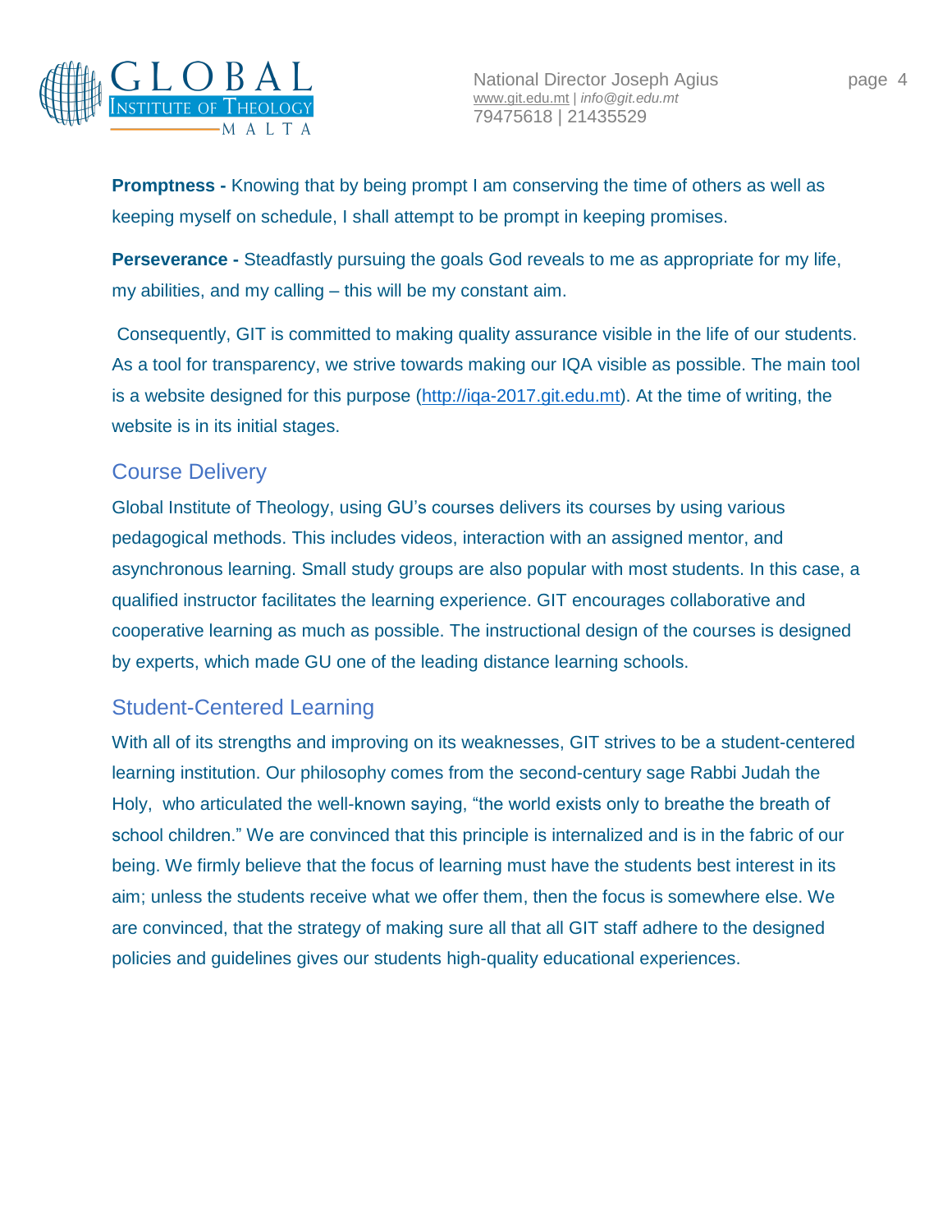**Promptness -** Knowing that by being prompt I am conserving the time of others as well as keeping myself on schedule, I shall attempt to be prompt in keeping promises.

**Perseverance -** Steadfastly pursuing the goals God reveals to me as appropriate for my life, my abilities, and my calling – this will be my constant aim.

Consequently, GIT is committed to making quality assurance visible in the life of our students. As a tool for transparency, we strive towards making our IQA visible as possible. The main tool is a website designed for this purpose (http://iqa-2017.git.edu.mt). At the time of writing, the website is in its initial stages.

## Course Delivery

Global Institute of Theology, using GU's courses delivers its courses by using various pedagogical methods. This includes videos, interaction with an assigned mentor, and asynchronous learning. Small study groups are also popular with most students. In this case, a qualified instructor facilitates the learning experience. GIT encourages collaborative and cooperative learning as much as possible. The instructional design of the courses is designed by experts, which made GU one of the leading distance learning schools.

## Student-Centered Learning

With all of its strengths and improving on its weaknesses, GIT strives to be a student-centered learning institution. Our philosophy comes from the second-century sage Rabbi Judah the Holy, who articulated the well-known saying, "the world exists only to breathe the breath of school children." We are convinced that this principle is internalized and is in the fabric of our being. We firmly believe that the focus of learning must have the students best interest in its aim; unless the students receive what we offer them, then the focus is somewhere else. We are convinced, that the strategy of making sure all that all GIT staff adhere to the designed policies and guidelines gives our students high-quality educational experiences.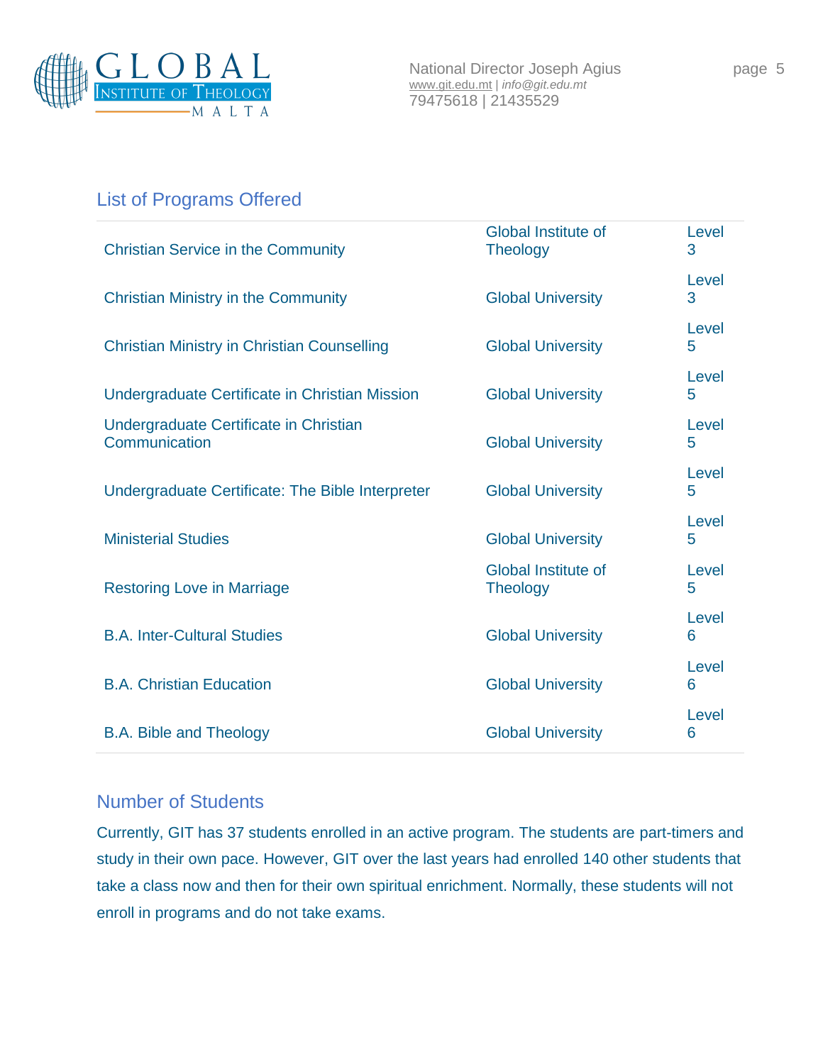## List of Programs Offered

| | | |
|---|---|---|
| Christian Service in the Community | Global Institute of Theology | Level 3 |
| Christian Ministry in the Community | Global University | Level 3 |
| Christian Ministry in Christian Counselling | Global University | Level 5 |
| Undergraduate Certificate in Christian Mission | Global University | Level 5 |
| Undergraduate Certificate in Christian Communication | Global University | Level 5 |
| Undergraduate Certificate: The Bible Interpreter | Global University | Level 5 |
| Ministerial Studies | Global University | Level 5 |
| Restoring Love in Marriage | Global Institute of Theology | Level 5 |
| B.A. Inter-Cultural Studies | Global University | Level 6 |
| B.A. Christian Education | Global University | Level 6 |
| B.A. Bible and Theology | Global University | Level 6 |

## Number of Students

Currently, GIT has 37 students enrolled in an active program. The students are part-timers and study in their own pace. However, GIT over the last years had enrolled 140 other students that take a class now and then for their own spiritual enrichment. Normally, these students will not enroll in programs and do not take exams.